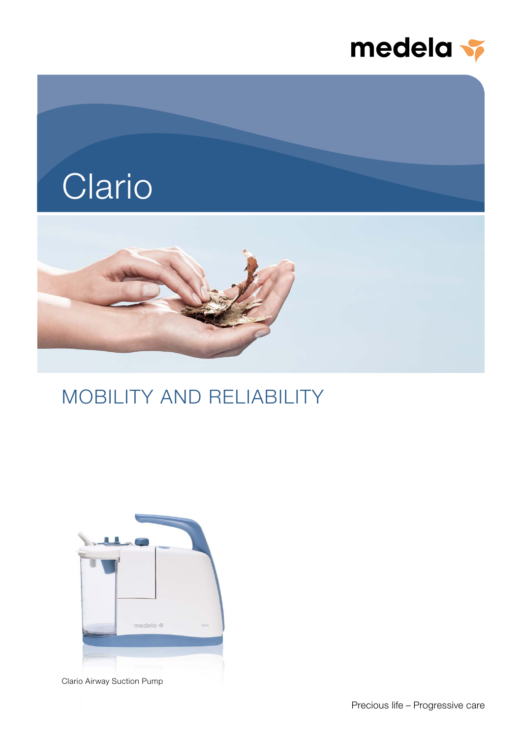medela

# Clario

## MOBILITY AND RELIABILITY

Clario Airway Suction Pump

Precious life – Progressive care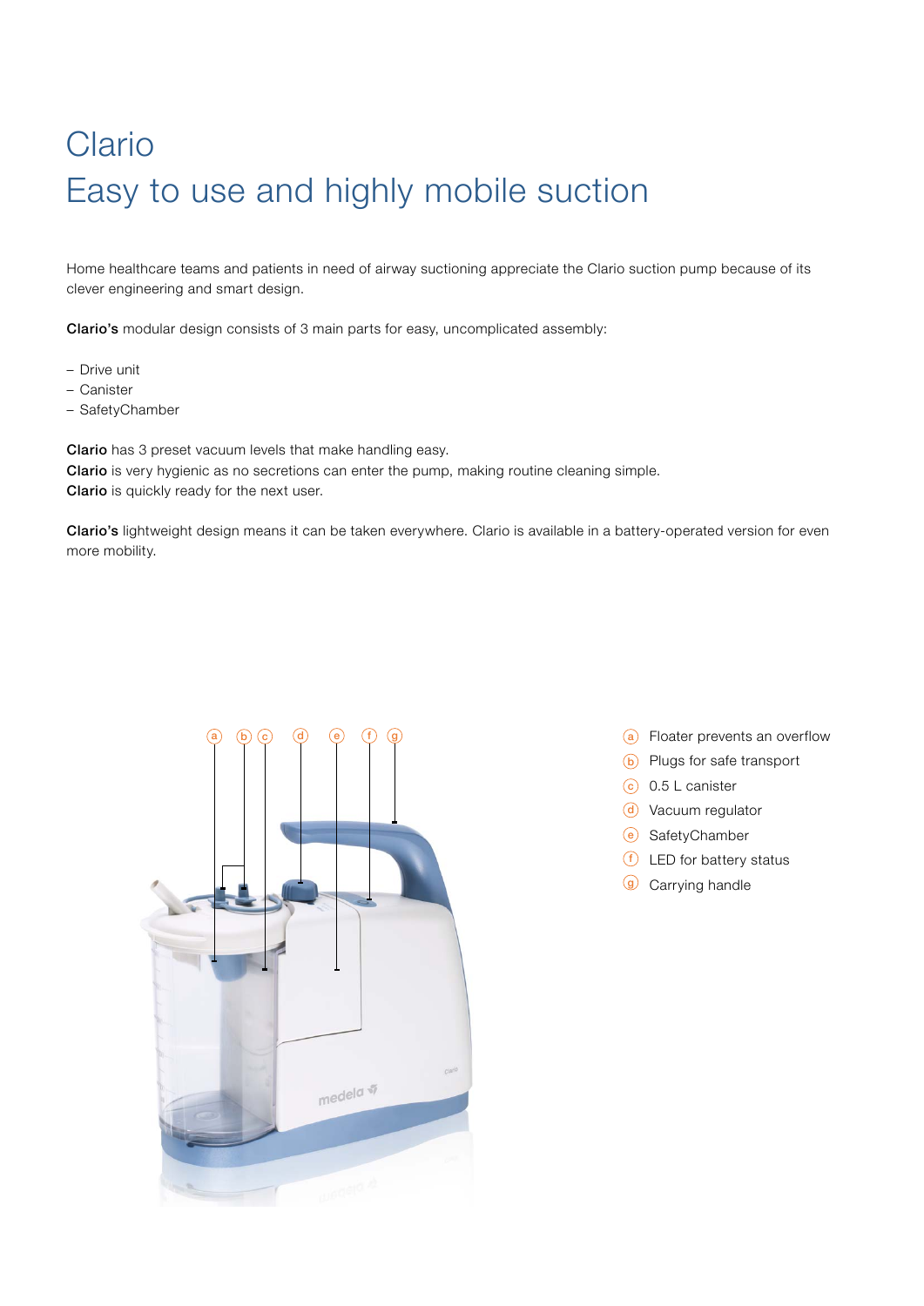# Clario
## Easy to use and highly mobile suction

Home healthcare teams and patients in need of airway suctioning appreciate the Clario suction pump because of its clever engineering and smart design.

**Clario's** modular design consists of 3 main parts for easy, uncomplicated assembly:

- Drive unit
- Canister
- SafetyChamber

**Clario** has 3 preset vacuum levels that make handling easy.
**Clario** is very hygienic as no secretions can enter the pump, making routine cleaning simple.
**Clario** is quickly ready for the next user.

**Clario's** lightweight design means it can be taken everywhere. Clario is available in a battery-operated version for even more mobility.

- (a) Floater prevents an overflow
- (b) Plugs for safe transport
- (c) 0.5 L canister
- (d) Vacuum regulator
- (e) SafetyChamber
- (f) LED for battery status
- (g) Carrying handle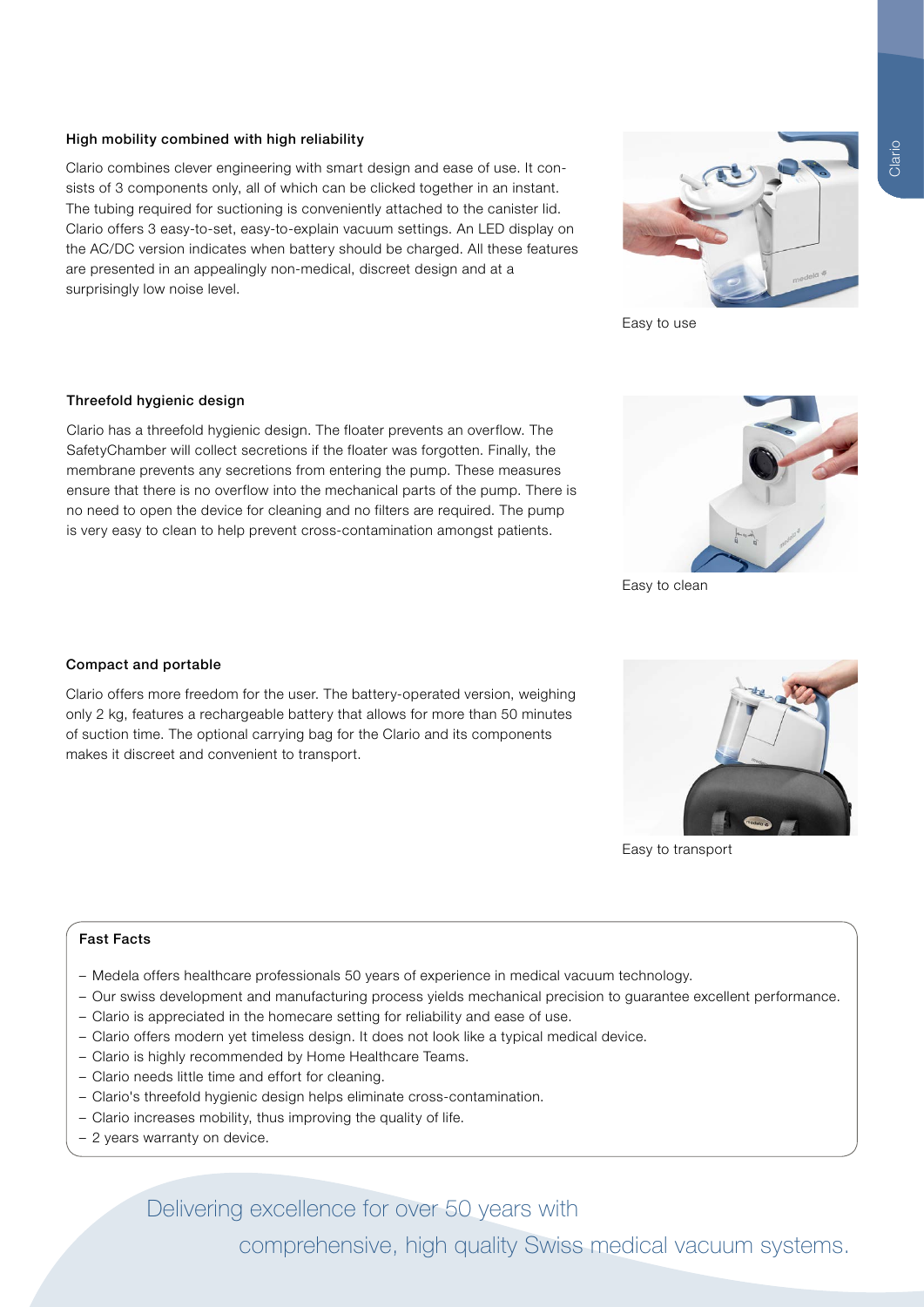### High mobility combined with high reliability

Clario combines clever engineering with smart design and ease of use. It consists of 3 components only, all of which can be clicked together in an instant. The tubing required for suctioning is conveniently attached to the canister lid. Clario offers 3 easy-to-set, easy-to-explain vacuum settings. An LED display on the AC/DC version indicates when battery should be charged. All these features are presented in an appealingly non-medical, discreet design and at a surprisingly low noise level.

Easy to use

### Threefold hygienic design

Clario has a threefold hygienic design. The floater prevents an overflow. The SafetyChamber will collect secretions if the floater was forgotten. Finally, the membrane prevents any secretions from entering the pump. These measures ensure that there is no overflow into the mechanical parts of the pump. There is no need to open the device for cleaning and no filters are required. The pump is very easy to clean to help prevent cross-contamination amongst patients.

Easy to clean

### Compact and portable

Clario offers more freedom for the user. The battery-operated version, weighing only 2 kg, features a rechargeable battery that allows for more than 50 minutes of suction time. The optional carrying bag for the Clario and its components makes it discreet and convenient to transport.

Easy to transport

### Fast Facts

- Medela offers healthcare professionals 50 years of experience in medical vacuum technology.
- Our swiss development and manufacturing process yields mechanical precision to guarantee excellent performance.
- Clario is appreciated in the homecare setting for reliability and ease of use.
- Clario offers modern yet timeless design. It does not look like a typical medical device.
- Clario is highly recommended by Home Healthcare Teams.
- Clario needs little time and effort for cleaning.
- Clario's threefold hygienic design helps eliminate cross-contamination.
- Clario increases mobility, thus improving the quality of life.
- 2 years warranty on device.

Delivering excellence for over 50 years with comprehensive, high quality Swiss medical vacuum systems.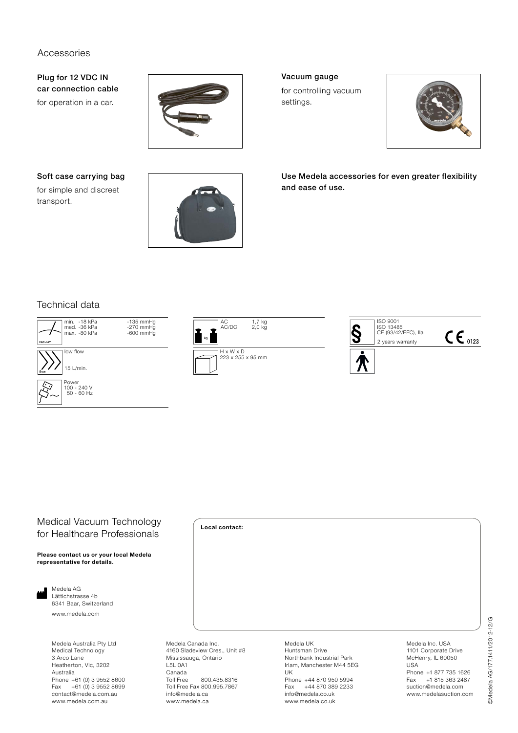## Accessories

**Plug for 12 VDC IN car connection cable**

for operation in a car.

**Vacuum gauge**

for controlling vacuum settings.

**Soft case carrying bag**

for simple and discreet transport.

**Use Medela accessories for even greater flexibility and ease of use.**

## Technical data

| | | |
|---|---|---|
| vacuum | min. -18 kPa<br>med. -36 kPa<br>max. -80 kPa | -135 mmHg<br>-270 mmHg<br>-600 mmHg |
| flow | low flow<br>15 L/min. | |
| | Power<br>100 - 240 V<br>50 - 60 Hz | |

| | | |
|---|---|---|
| kg | AC<br>AC/DC | 1,7 kg<br>2,0 kg |
| | H x W x D<br>223 x 255 x 95 mm | |

| | | |
|---|---|---|
| § | ISO 9001<br>ISO 13485<br>CE (93/42/EEC), IIa<br>2 years warranty | CE 0123 |

## Medical Vacuum Technology for Healthcare Professionals

**Please contact us or your local Medela representative for details.**

Medela AG
Lättichstrasse 4b
6341 Baar, Switzerland
www.medela.com

**Local contact:**

Medela Australia Pty Ltd
Medical Technology
3 Arco Lane
Heatherton, Vic, 3202
Australia
Phone +61 (0) 3 9552 8600
Fax +61 (0) 3 9552 8699
contact@medela.com.au
www.medela.com.au

Medela Canada Inc.
4160 Sladeview Cres., Unit #8
Mississauga, Ontario
L5L 0A1
Canada
Toll Free 800.435.8316
Toll Free Fax 800.995.7867
info@medela.ca
www.medela.ca

Medela UK
Huntsman Drive
Northbank Industrial Park
Irlam, Manchester M44 5EG
UK
Phone +44 870 950 5994
Fax +44 870 389 2233
info@medela.co.uk
www.medela.co.uk

Medela Inc. USA
1101 Corporate Drive
McHenry, IL 60050
USA
Phone +1 877 735 1626
Fax +1 815 363 2487
suction@medela.com
www.medelasuction.com

©Medela AG/177.1411/2012-12/G